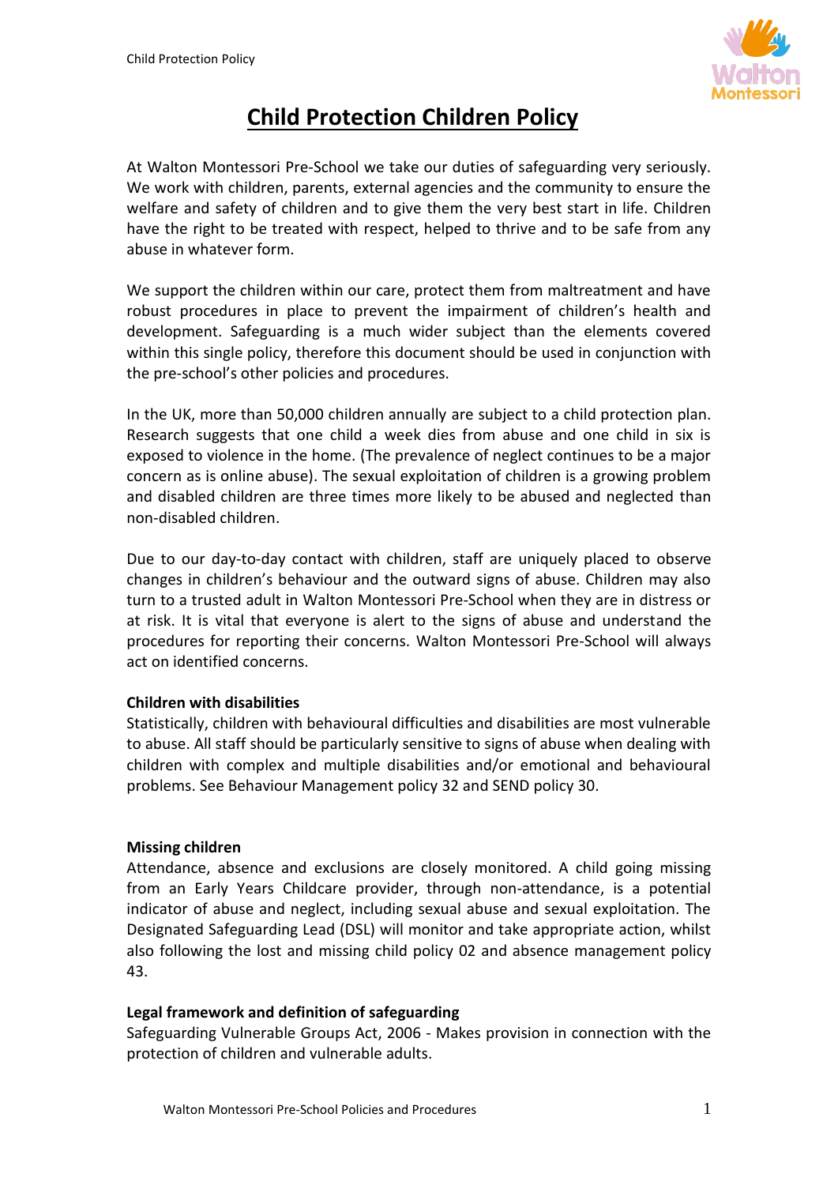# Child Protection Children Policy

At Walton Montessori Pre-School we take our duties of safeguarding very seriously. We work with children, parents, external agencies and the community to ensure the welfare and safety of children and to give them the very best start in life. Children have the right to be treated with respect, helped to thrive and to be safe from any abuse in whatever form.

We support the children within our care, protect them from maltreatment and have robust procedures in place to prevent the impairment of children's health and development. Safeguarding is a much wider subject than the elements covered within this single policy, therefore this document should be used in conjunction with the pre-school's other policies and procedures.

In the UK, more than 50,000 children annually are subject to a child protection plan. Research suggests that one child a week dies from abuse and one child in six is exposed to violence in the home. (The prevalence of neglect continues to be a major concern as is online abuse). The sexual exploitation of children is a growing problem and disabled children are three times more likely to be abused and neglected than non-disabled children.

Due to our day-to-day contact with children, staff are uniquely placed to observe changes in children's behaviour and the outward signs of abuse. Children may also turn to a trusted adult in Walton Montessori Pre-School when they are in distress or at risk. It is vital that everyone is alert to the signs of abuse and understand the procedures for reporting their concerns. Walton Montessori Pre-School will always act on identified concerns.

**Children with disabilities**

Statistically, children with behavioural difficulties and disabilities are most vulnerable to abuse. All staff should be particularly sensitive to signs of abuse when dealing with children with complex and multiple disabilities and/or emotional and behavioural problems. See Behaviour Management policy 32 and SEND policy 30.

**Missing children**

Attendance, absence and exclusions are closely monitored. A child going missing from an Early Years Childcare provider, through non-attendance, is a potential indicator of abuse and neglect, including sexual abuse and sexual exploitation. The Designated Safeguarding Lead (DSL) will monitor and take appropriate action, whilst also following the lost and missing child policy 02 and absence management policy 43.

**Legal framework and definition of safeguarding**

Safeguarding Vulnerable Groups Act, 2006 - Makes provision in connection with the protection of children and vulnerable adults.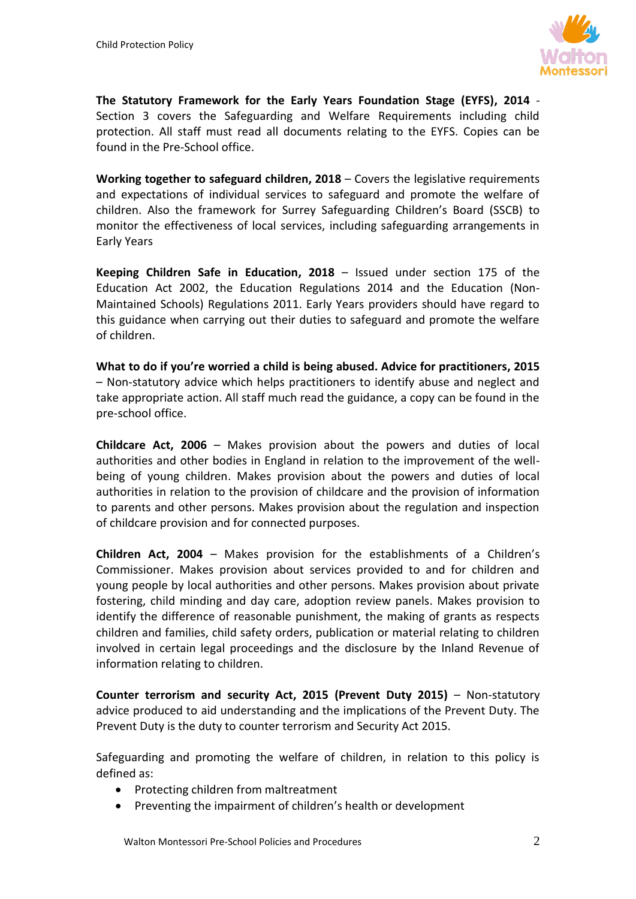**The Statutory Framework for the Early Years Foundation Stage (EYFS), 2014** - Section 3 covers the Safeguarding and Welfare Requirements including child protection. All staff must read all documents relating to the EYFS. Copies can be found in the Pre-School office.

**Working together to safeguard children, 2018** – Covers the legislative requirements and expectations of individual services to safeguard and promote the welfare of children. Also the framework for Surrey Safeguarding Children's Board (SSCB) to monitor the effectiveness of local services, including safeguarding arrangements in Early Years

**Keeping Children Safe in Education, 2018** – Issued under section 175 of the Education Act 2002, the Education Regulations 2014 and the Education (Non-Maintained Schools) Regulations 2011. Early Years providers should have regard to this guidance when carrying out their duties to safeguard and promote the welfare of children.

**What to do if you're worried a child is being abused. Advice for practitioners, 2015** – Non-statutory advice which helps practitioners to identify abuse and neglect and take appropriate action. All staff much read the guidance, a copy can be found in the pre-school office.

**Childcare Act, 2006** – Makes provision about the powers and duties of local authorities and other bodies in England in relation to the improvement of the well-being of young children. Makes provision about the powers and duties of local authorities in relation to the provision of childcare and the provision of information to parents and other persons. Makes provision about the regulation and inspection of childcare provision and for connected purposes.

**Children Act, 2004** – Makes provision for the establishments of a Children's Commissioner. Makes provision about services provided to and for children and young people by local authorities and other persons. Makes provision about private fostering, child minding and day care, adoption review panels. Makes provision to identify the difference of reasonable punishment, the making of grants as respects children and families, child safety orders, publication or material relating to children involved in certain legal proceedings and the disclosure by the Inland Revenue of information relating to children.

**Counter terrorism and security Act, 2015 (Prevent Duty 2015)** – Non-statutory advice produced to aid understanding and the implications of the Prevent Duty. The Prevent Duty is the duty to counter terrorism and Security Act 2015.

Safeguarding and promoting the welfare of children, in relation to this policy is defined as:

- Protecting children from maltreatment
- Preventing the impairment of children's health or development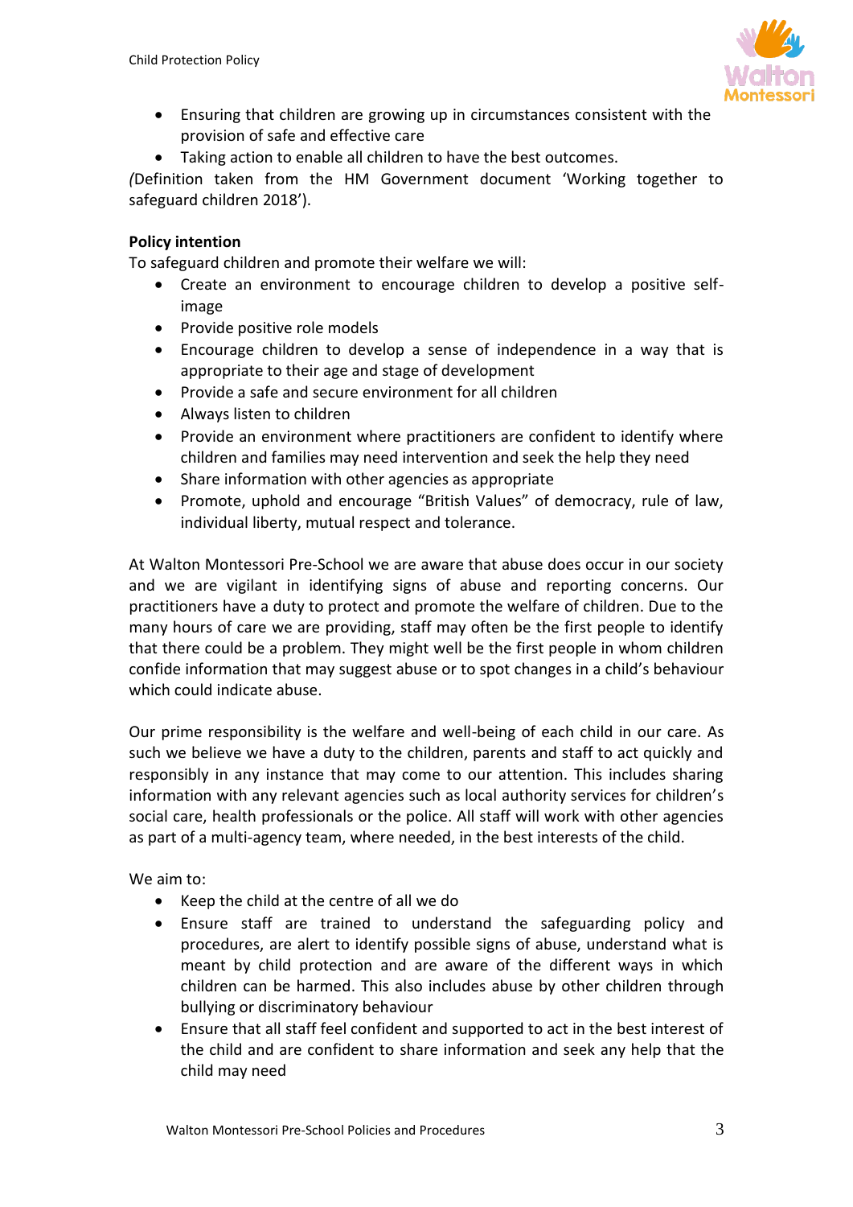- Ensuring that children are growing up in circumstances consistent with the provision of safe and effective care
- Taking action to enable all children to have the best outcomes.

*(*Definition taken from the HM Government document 'Working together to safeguard children 2018').

**Policy intention**

To safeguard children and promote their welfare we will:

- Create an environment to encourage children to develop a positive self-image
- Provide positive role models
- Encourage children to develop a sense of independence in a way that is appropriate to their age and stage of development
- Provide a safe and secure environment for all children
- Always listen to children
- Provide an environment where practitioners are confident to identify where children and families may need intervention and seek the help they need
- Share information with other agencies as appropriate
- Promote, uphold and encourage "British Values" of democracy, rule of law, individual liberty, mutual respect and tolerance.

At Walton Montessori Pre-School we are aware that abuse does occur in our society and we are vigilant in identifying signs of abuse and reporting concerns. Our practitioners have a duty to protect and promote the welfare of children. Due to the many hours of care we are providing, staff may often be the first people to identify that there could be a problem. They might well be the first people in whom children confide information that may suggest abuse or to spot changes in a child's behaviour which could indicate abuse.

Our prime responsibility is the welfare and well-being of each child in our care. As such we believe we have a duty to the children, parents and staff to act quickly and responsibly in any instance that may come to our attention. This includes sharing information with any relevant agencies such as local authority services for children's social care, health professionals or the police. All staff will work with other agencies as part of a multi-agency team, where needed, in the best interests of the child.

We aim to:

- Keep the child at the centre of all we do
- Ensure staff are trained to understand the safeguarding policy and procedures, are alert to identify possible signs of abuse, understand what is meant by child protection and are aware of the different ways in which children can be harmed. This also includes abuse by other children through bullying or discriminatory behaviour
- Ensure that all staff feel confident and supported to act in the best interest of the child and are confident to share information and seek any help that the child may need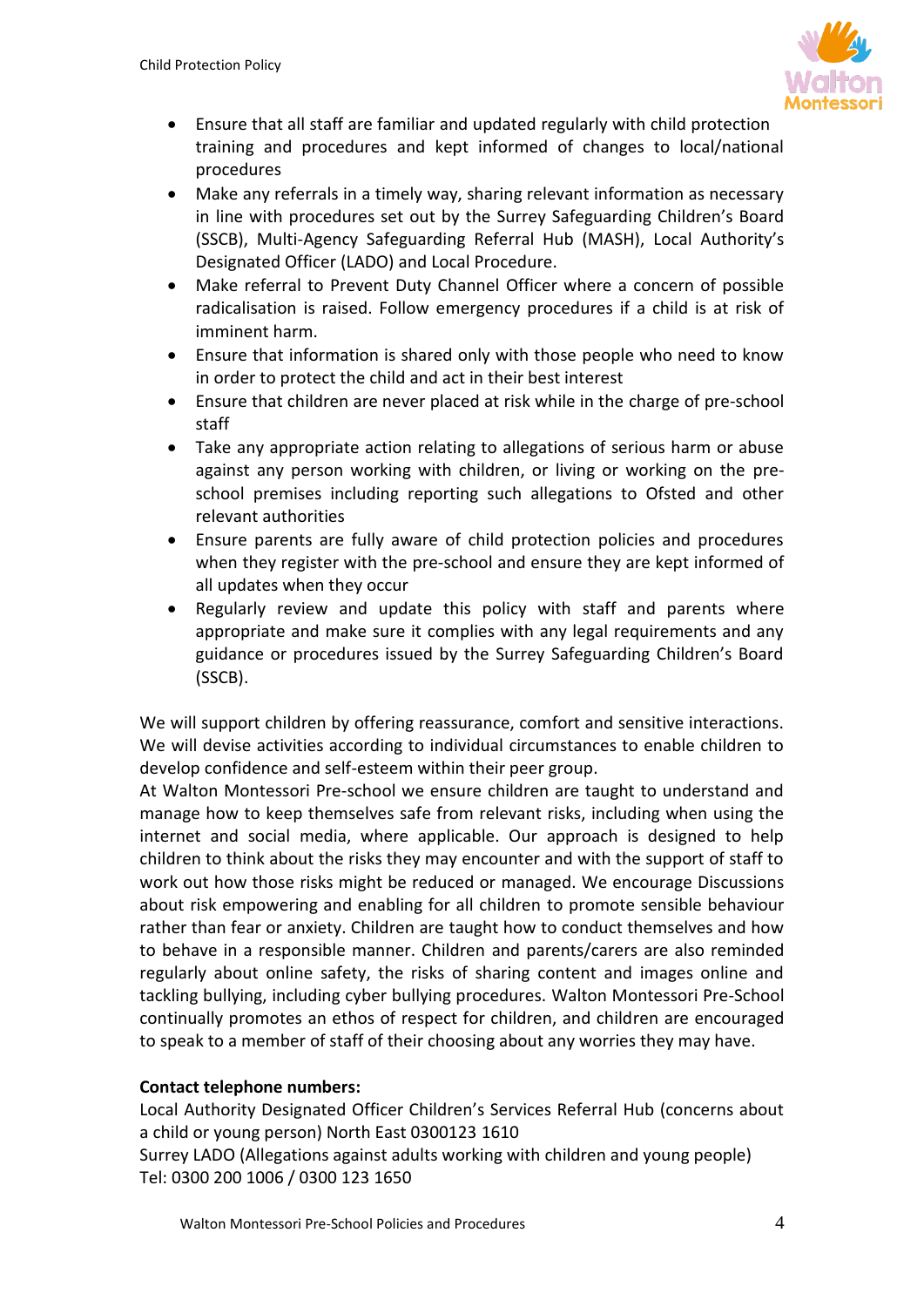- Ensure that all staff are familiar and updated regularly with child protection training and procedures and kept informed of changes to local/national procedures
- Make any referrals in a timely way, sharing relevant information as necessary in line with procedures set out by the Surrey Safeguarding Children's Board (SSCB), Multi-Agency Safeguarding Referral Hub (MASH), Local Authority's Designated Officer (LADO) and Local Procedure.
- Make referral to Prevent Duty Channel Officer where a concern of possible radicalisation is raised. Follow emergency procedures if a child is at risk of imminent harm.
- Ensure that information is shared only with those people who need to know in order to protect the child and act in their best interest
- Ensure that children are never placed at risk while in the charge of pre-school staff
- Take any appropriate action relating to allegations of serious harm or abuse against any person working with children, or living or working on the pre-school premises including reporting such allegations to Ofsted and other relevant authorities
- Ensure parents are fully aware of child protection policies and procedures when they register with the pre-school and ensure they are kept informed of all updates when they occur
- Regularly review and update this policy with staff and parents where appropriate and make sure it complies with any legal requirements and any guidance or procedures issued by the Surrey Safeguarding Children's Board (SSCB).

We will support children by offering reassurance, comfort and sensitive interactions. We will devise activities according to individual circumstances to enable children to develop confidence and self-esteem within their peer group.
At Walton Montessori Pre-school we ensure children are taught to understand and manage how to keep themselves safe from relevant risks, including when using the internet and social media, where applicable. Our approach is designed to help children to think about the risks they may encounter and with the support of staff to work out how those risks might be reduced or managed. We encourage Discussions about risk empowering and enabling for all children to promote sensible behaviour rather than fear or anxiety. Children are taught how to conduct themselves and how to behave in a responsible manner. Children and parents/carers are also reminded regularly about online safety, the risks of sharing content and images online and tackling bullying, including cyber bullying procedures. Walton Montessori Pre-School continually promotes an ethos of respect for children, and children are encouraged to speak to a member of staff of their choosing about any worries they may have.

**Contact telephone numbers:**
Local Authority Designated Officer Children's Services Referral Hub (concerns about a child or young person) North East 0300123 1610
Surrey LADO (Allegations against adults working with children and young people)
Tel: 0300 200 1006 / 0300 123 1650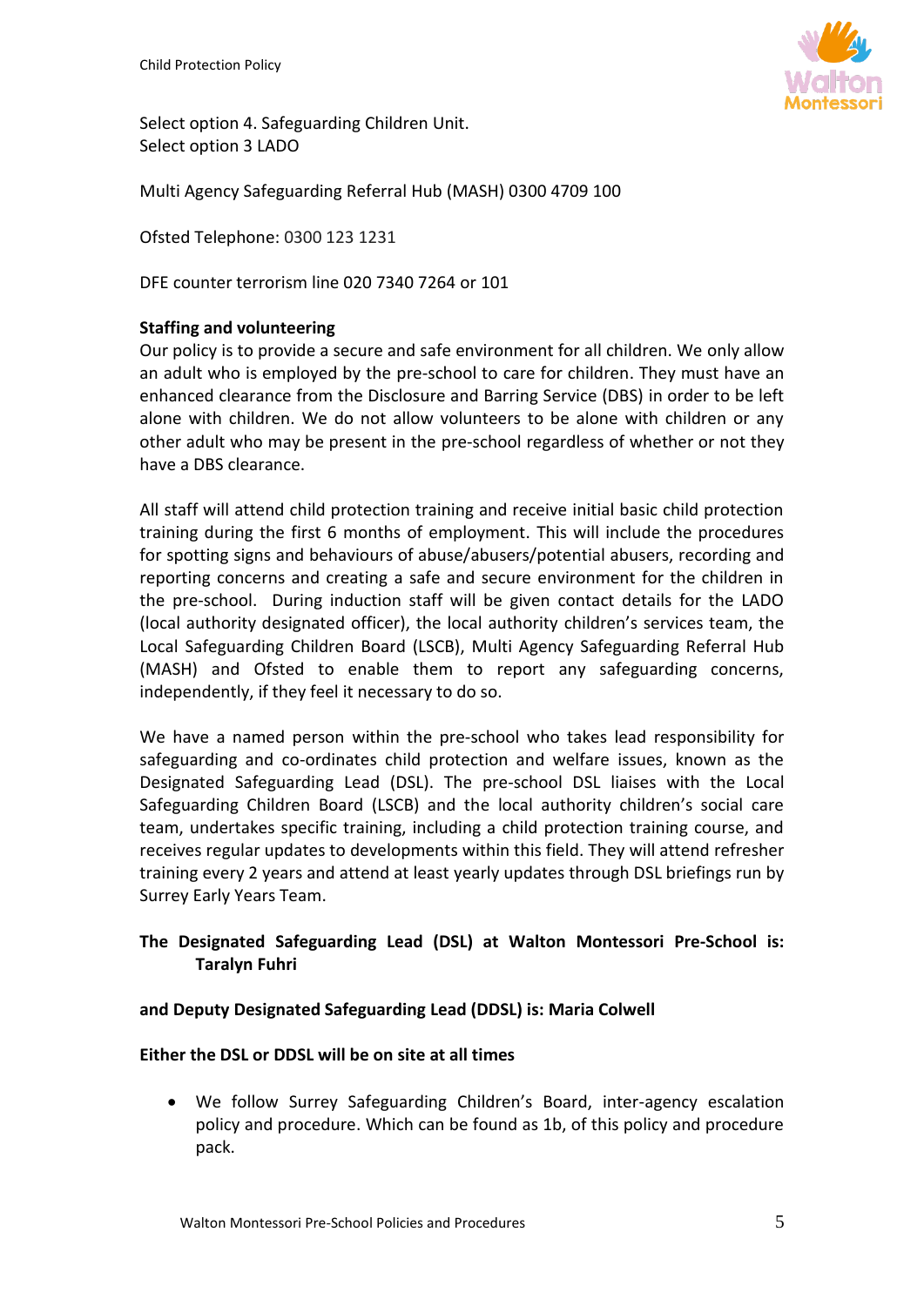Select option 4. Safeguarding Children Unit.
Select option 3 LADO

Multi Agency Safeguarding Referral Hub (MASH) 0300 4709 100

Ofsted Telephone: 0300 123 1231

DFE counter terrorism line 020 7340 7264 or 101

**Staffing and volunteering**

Our policy is to provide a secure and safe environment for all children. We only allow an adult who is employed by the pre-school to care for children. They must have an enhanced clearance from the Disclosure and Barring Service (DBS) in order to be left alone with children. We do not allow volunteers to be alone with children or any other adult who may be present in the pre-school regardless of whether or not they have a DBS clearance.

All staff will attend child protection training and receive initial basic child protection training during the first 6 months of employment. This will include the procedures for spotting signs and behaviours of abuse/abusers/potential abusers, recording and reporting concerns and creating a safe and secure environment for the children in the pre-school. During induction staff will be given contact details for the LADO (local authority designated officer), the local authority children's services team, the Local Safeguarding Children Board (LSCB), Multi Agency Safeguarding Referral Hub (MASH) and Ofsted to enable them to report any safeguarding concerns, independently, if they feel it necessary to do so.

We have a named person within the pre-school who takes lead responsibility for safeguarding and co-ordinates child protection and welfare issues, known as the Designated Safeguarding Lead (DSL). The pre-school DSL liaises with the Local Safeguarding Children Board (LSCB) and the local authority children's social care team, undertakes specific training, including a child protection training course, and receives regular updates to developments within this field. They will attend refresher training every 2 years and attend at least yearly updates through DSL briefings run by Surrey Early Years Team.

**The Designated Safeguarding Lead (DSL) at Walton Montessori Pre-School is: Taralyn Fuhri**

**and Deputy Designated Safeguarding Lead (DDSL) is: Maria Colwell**

**Either the DSL or DDSL will be on site at all times**

- We follow Surrey Safeguarding Children's Board, inter-agency escalation policy and procedure. Which can be found as 1b, of this policy and procedure pack.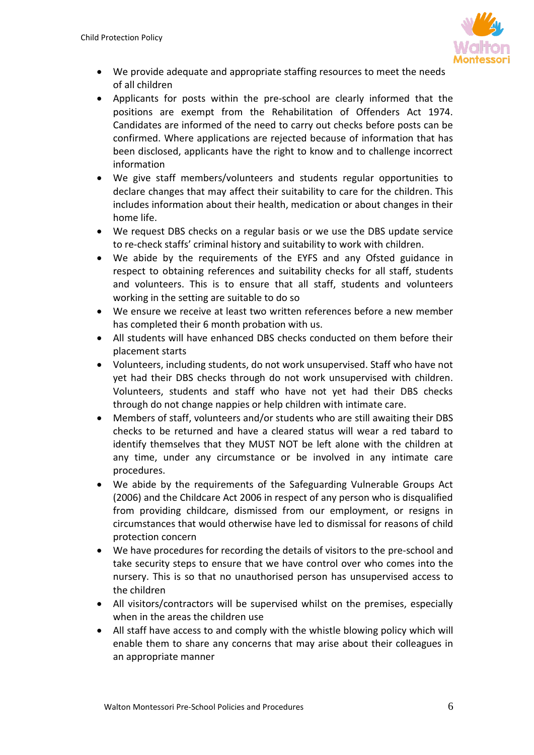- We provide adequate and appropriate staffing resources to meet the needs of all children
- Applicants for posts within the pre-school are clearly informed that the positions are exempt from the Rehabilitation of Offenders Act 1974. Candidates are informed of the need to carry out checks before posts can be confirmed. Where applications are rejected because of information that has been disclosed, applicants have the right to know and to challenge incorrect information
- We give staff members/volunteers and students regular opportunities to declare changes that may affect their suitability to care for the children. This includes information about their health, medication or about changes in their home life.
- We request DBS checks on a regular basis or we use the DBS update service to re-check staffs' criminal history and suitability to work with children.
- We abide by the requirements of the EYFS and any Ofsted guidance in respect to obtaining references and suitability checks for all staff, students and volunteers. This is to ensure that all staff, students and volunteers working in the setting are suitable to do so
- We ensure we receive at least two written references before a new member has completed their 6 month probation with us.
- All students will have enhanced DBS checks conducted on them before their placement starts
- Volunteers, including students, do not work unsupervised. Staff who have not yet had their DBS checks through do not work unsupervised with children. Volunteers, students and staff who have not yet had their DBS checks through do not change nappies or help children with intimate care.
- Members of staff, volunteers and/or students who are still awaiting their DBS checks to be returned and have a cleared status will wear a red tabard to identify themselves that they MUST NOT be left alone with the children at any time, under any circumstance or be involved in any intimate care procedures.
- We abide by the requirements of the Safeguarding Vulnerable Groups Act (2006) and the Childcare Act 2006 in respect of any person who is disqualified from providing childcare, dismissed from our employment, or resigns in circumstances that would otherwise have led to dismissal for reasons of child protection concern
- We have procedures for recording the details of visitors to the pre-school and take security steps to ensure that we have control over who comes into the nursery. This is so that no unauthorised person has unsupervised access to the children
- All visitors/contractors will be supervised whilst on the premises, especially when in the areas the children use
- All staff have access to and comply with the whistle blowing policy which will enable them to share any concerns that may arise about their colleagues in an appropriate manner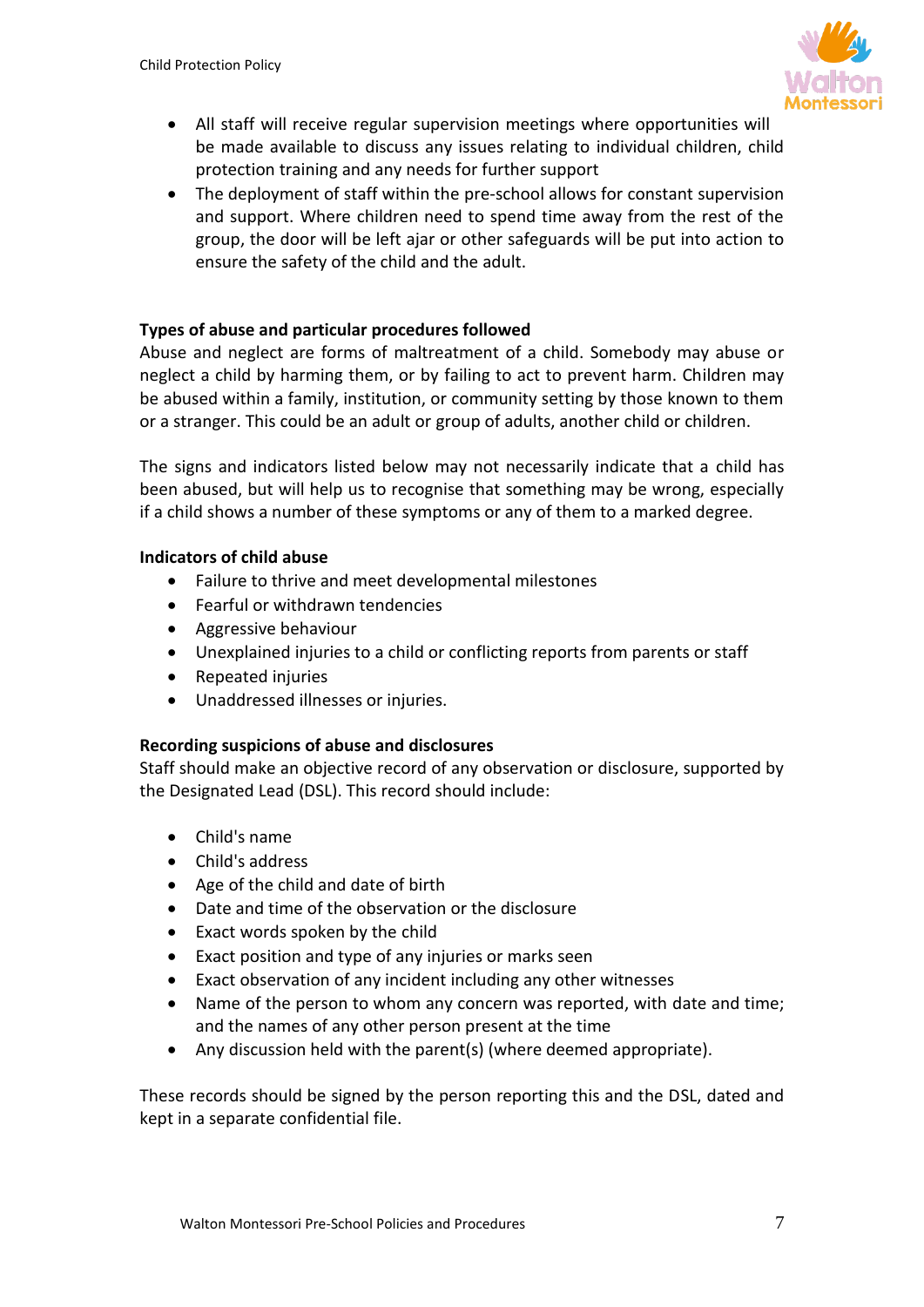- All staff will receive regular supervision meetings where opportunities will be made available to discuss any issues relating to individual children, child protection training and any needs for further support
- The deployment of staff within the pre-school allows for constant supervision and support. Where children need to spend time away from the rest of the group, the door will be left ajar or other safeguards will be put into action to ensure the safety of the child and the adult.

**Types of abuse and particular procedures followed**

Abuse and neglect are forms of maltreatment of a child. Somebody may abuse or neglect a child by harming them, or by failing to act to prevent harm. Children may be abused within a family, institution, or community setting by those known to them or a stranger. This could be an adult or group of adults, another child or children.

The signs and indicators listed below may not necessarily indicate that a child has been abused, but will help us to recognise that something may be wrong, especially if a child shows a number of these symptoms or any of them to a marked degree.

**Indicators of child abuse**

- Failure to thrive and meet developmental milestones
- Fearful or withdrawn tendencies
- Aggressive behaviour
- Unexplained injuries to a child or conflicting reports from parents or staff
- Repeated injuries
- Unaddressed illnesses or injuries.

**Recording suspicions of abuse and disclosures**

Staff should make an objective record of any observation or disclosure, supported by the Designated Lead (DSL). This record should include:

- Child's name
- Child's address
- Age of the child and date of birth
- Date and time of the observation or the disclosure
- Exact words spoken by the child
- Exact position and type of any injuries or marks seen
- Exact observation of any incident including any other witnesses
- Name of the person to whom any concern was reported, with date and time; and the names of any other person present at the time
- Any discussion held with the parent(s) (where deemed appropriate).

These records should be signed by the person reporting this and the DSL, dated and kept in a separate confidential file.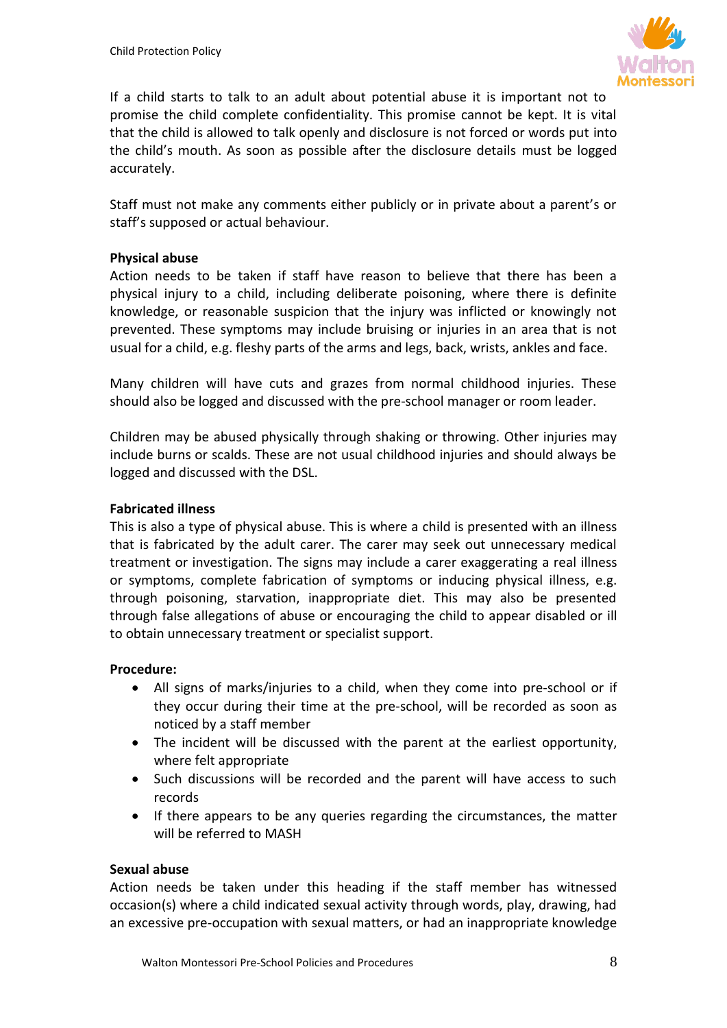If a child starts to talk to an adult about potential abuse it is important not to promise the child complete confidentiality. This promise cannot be kept. It is vital that the child is allowed to talk openly and disclosure is not forced or words put into the child's mouth. As soon as possible after the disclosure details must be logged accurately.

Staff must not make any comments either publicly or in private about a parent's or staff's supposed or actual behaviour.

**Physical abuse**
Action needs to be taken if staff have reason to believe that there has been a physical injury to a child, including deliberate poisoning, where there is definite knowledge, or reasonable suspicion that the injury was inflicted or knowingly not prevented. These symptoms may include bruising or injuries in an area that is not usual for a child, e.g. fleshy parts of the arms and legs, back, wrists, ankles and face.

Many children will have cuts and grazes from normal childhood injuries. These should also be logged and discussed with the pre-school manager or room leader.

Children may be abused physically through shaking or throwing. Other injuries may include burns or scalds. These are not usual childhood injuries and should always be logged and discussed with the DSL.

**Fabricated illness**
This is also a type of physical abuse. This is where a child is presented with an illness that is fabricated by the adult carer. The carer may seek out unnecessary medical treatment or investigation. The signs may include a carer exaggerating a real illness or symptoms, complete fabrication of symptoms or inducing physical illness, e.g. through poisoning, starvation, inappropriate diet. This may also be presented through false allegations of abuse or encouraging the child to appear disabled or ill to obtain unnecessary treatment or specialist support.

**Procedure:**

- All signs of marks/injuries to a child, when they come into pre-school or if they occur during their time at the pre-school, will be recorded as soon as noticed by a staff member
- The incident will be discussed with the parent at the earliest opportunity, where felt appropriate
- Such discussions will be recorded and the parent will have access to such records
- If there appears to be any queries regarding the circumstances, the matter will be referred to MASH

**Sexual abuse**
Action needs be taken under this heading if the staff member has witnessed occasion(s) where a child indicated sexual activity through words, play, drawing, had an excessive pre-occupation with sexual matters, or had an inappropriate knowledge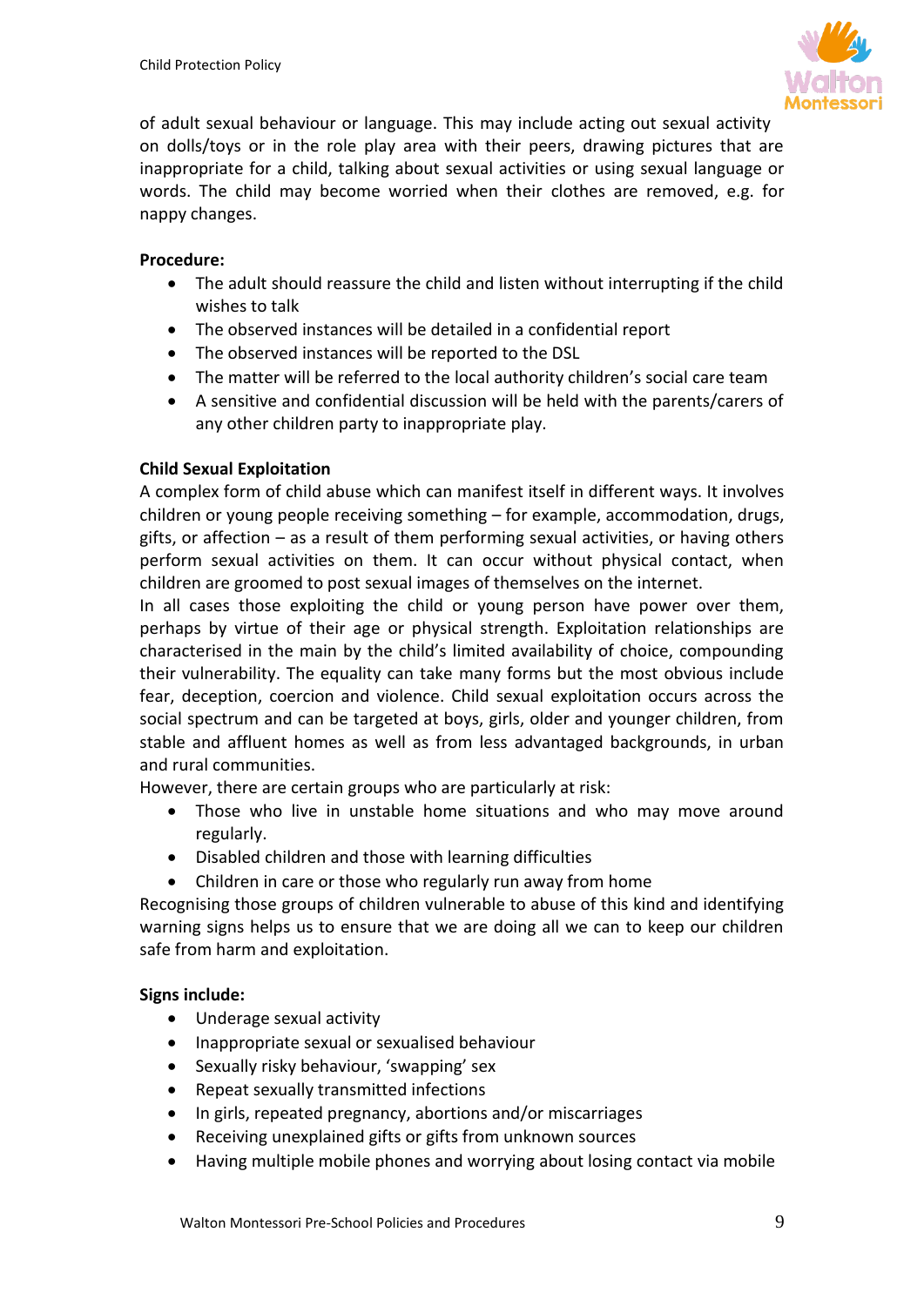of adult sexual behaviour or language. This may include acting out sexual activity on dolls/toys or in the role play area with their peers, drawing pictures that are inappropriate for a child, talking about sexual activities or using sexual language or words. The child may become worried when their clothes are removed, e.g. for nappy changes.

**Procedure:**

- The adult should reassure the child and listen without interrupting if the child wishes to talk
- The observed instances will be detailed in a confidential report
- The observed instances will be reported to the DSL
- The matter will be referred to the local authority children's social care team
- A sensitive and confidential discussion will be held with the parents/carers of any other children party to inappropriate play.

**Child Sexual Exploitation**

A complex form of child abuse which can manifest itself in different ways. It involves children or young people receiving something – for example, accommodation, drugs, gifts, or affection – as a result of them performing sexual activities, or having others perform sexual activities on them. It can occur without physical contact, when children are groomed to post sexual images of themselves on the internet.

In all cases those exploiting the child or young person have power over them, perhaps by virtue of their age or physical strength. Exploitation relationships are characterised in the main by the child's limited availability of choice, compounding their vulnerability. The equality can take many forms but the most obvious include fear, deception, coercion and violence. Child sexual exploitation occurs across the social spectrum and can be targeted at boys, girls, older and younger children, from stable and affluent homes as well as from less advantaged backgrounds, in urban and rural communities.

However, there are certain groups who are particularly at risk:

- Those who live in unstable home situations and who may move around regularly.
- Disabled children and those with learning difficulties
- Children in care or those who regularly run away from home

Recognising those groups of children vulnerable to abuse of this kind and identifying warning signs helps us to ensure that we are doing all we can to keep our children safe from harm and exploitation.

**Signs include:**

- Underage sexual activity
- Inappropriate sexual or sexualised behaviour
- Sexually risky behaviour, 'swapping' sex
- Repeat sexually transmitted infections
- In girls, repeated pregnancy, abortions and/or miscarriages
- Receiving unexplained gifts or gifts from unknown sources
- Having multiple mobile phones and worrying about losing contact via mobile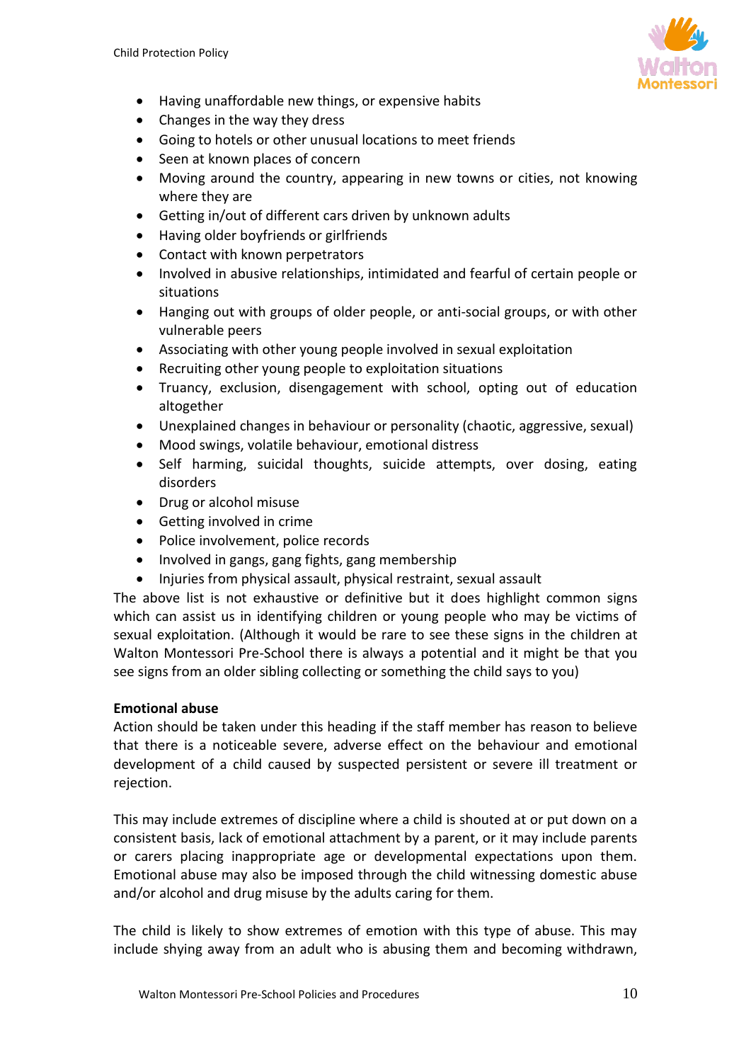- Having unaffordable new things, or expensive habits
- Changes in the way they dress
- Going to hotels or other unusual locations to meet friends
- Seen at known places of concern
- Moving around the country, appearing in new towns or cities, not knowing where they are
- Getting in/out of different cars driven by unknown adults
- Having older boyfriends or girlfriends
- Contact with known perpetrators
- Involved in abusive relationships, intimidated and fearful of certain people or situations
- Hanging out with groups of older people, or anti-social groups, or with other vulnerable peers
- Associating with other young people involved in sexual exploitation
- Recruiting other young people to exploitation situations
- Truancy, exclusion, disengagement with school, opting out of education altogether
- Unexplained changes in behaviour or personality (chaotic, aggressive, sexual)
- Mood swings, volatile behaviour, emotional distress
- Self harming, suicidal thoughts, suicide attempts, over dosing, eating disorders
- Drug or alcohol misuse
- Getting involved in crime
- Police involvement, police records
- Involved in gangs, gang fights, gang membership
- Injuries from physical assault, physical restraint, sexual assault

The above list is not exhaustive or definitive but it does highlight common signs which can assist us in identifying children or young people who may be victims of sexual exploitation. (Although it would be rare to see these signs in the children at Walton Montessori Pre-School there is always a potential and it might be that you see signs from an older sibling collecting or something the child says to you)

**Emotional abuse**

Action should be taken under this heading if the staff member has reason to believe that there is a noticeable severe, adverse effect on the behaviour and emotional development of a child caused by suspected persistent or severe ill treatment or rejection.

This may include extremes of discipline where a child is shouted at or put down on a consistent basis, lack of emotional attachment by a parent, or it may include parents or carers placing inappropriate age or developmental expectations upon them. Emotional abuse may also be imposed through the child witnessing domestic abuse and/or alcohol and drug misuse by the adults caring for them.

The child is likely to show extremes of emotion with this type of abuse. This may include shying away from an adult who is abusing them and becoming withdrawn,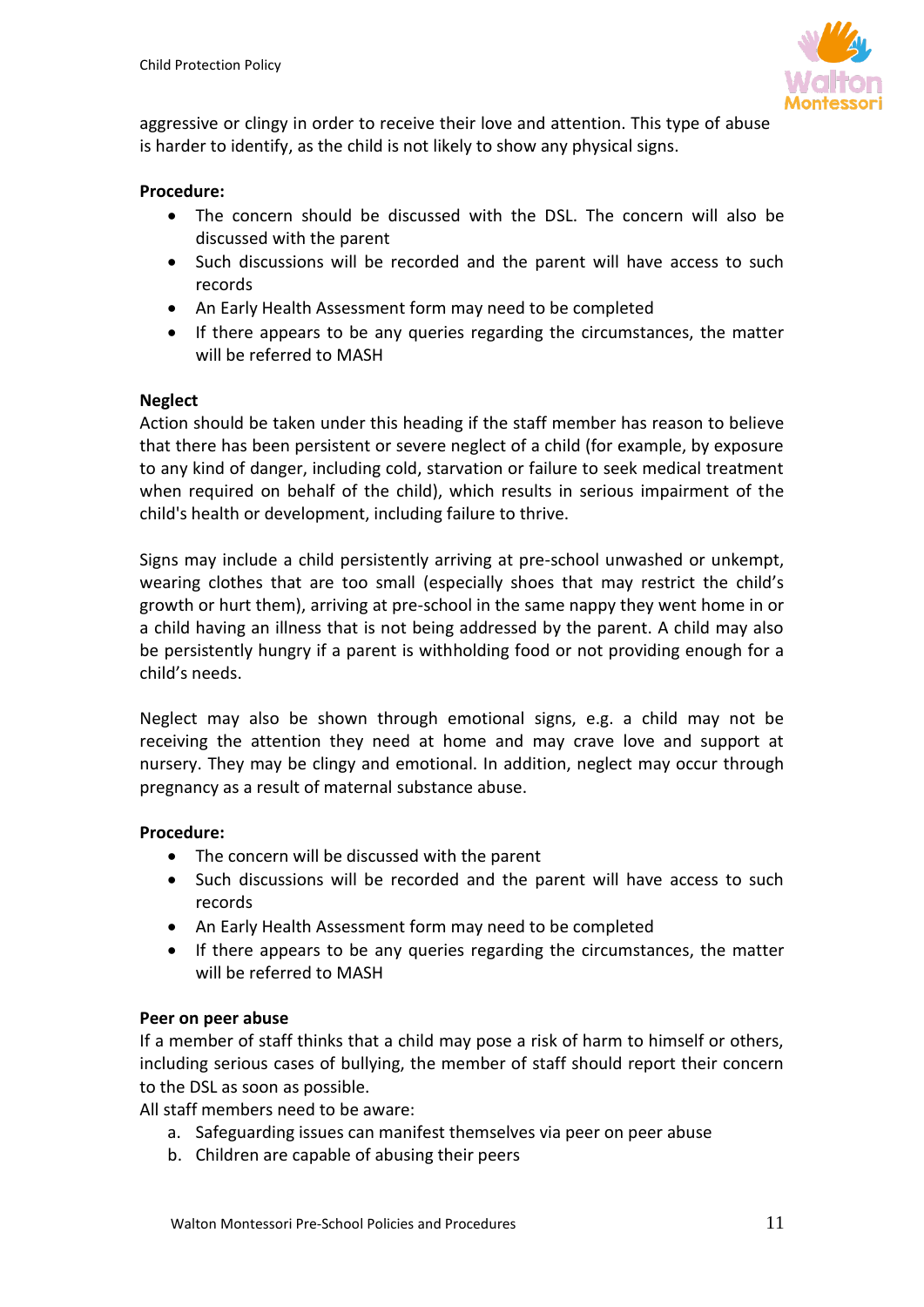aggressive or clingy in order to receive their love and attention. This type of abuse is harder to identify, as the child is not likely to show any physical signs.

**Procedure:**

- The concern should be discussed with the DSL. The concern will also be discussed with the parent
- Such discussions will be recorded and the parent will have access to such records
- An Early Health Assessment form may need to be completed
- If there appears to be any queries regarding the circumstances, the matter will be referred to MASH

**Neglect**

Action should be taken under this heading if the staff member has reason to believe that there has been persistent or severe neglect of a child (for example, by exposure to any kind of danger, including cold, starvation or failure to seek medical treatment when required on behalf of the child), which results in serious impairment of the child's health or development, including failure to thrive.

Signs may include a child persistently arriving at pre-school unwashed or unkempt, wearing clothes that are too small (especially shoes that may restrict the child's growth or hurt them), arriving at pre-school in the same nappy they went home in or a child having an illness that is not being addressed by the parent. A child may also be persistently hungry if a parent is withholding food or not providing enough for a child's needs.

Neglect may also be shown through emotional signs, e.g. a child may not be receiving the attention they need at home and may crave love and support at nursery. They may be clingy and emotional. In addition, neglect may occur through pregnancy as a result of maternal substance abuse.

**Procedure:**

- The concern will be discussed with the parent
- Such discussions will be recorded and the parent will have access to such records
- An Early Health Assessment form may need to be completed
- If there appears to be any queries regarding the circumstances, the matter will be referred to MASH

**Peer on peer abuse**

If a member of staff thinks that a child may pose a risk of harm to himself or others, including serious cases of bullying, the member of staff should report their concern to the DSL as soon as possible.

All staff members need to be aware:

a. Safeguarding issues can manifest themselves via peer on peer abuse
b. Children are capable of abusing their peers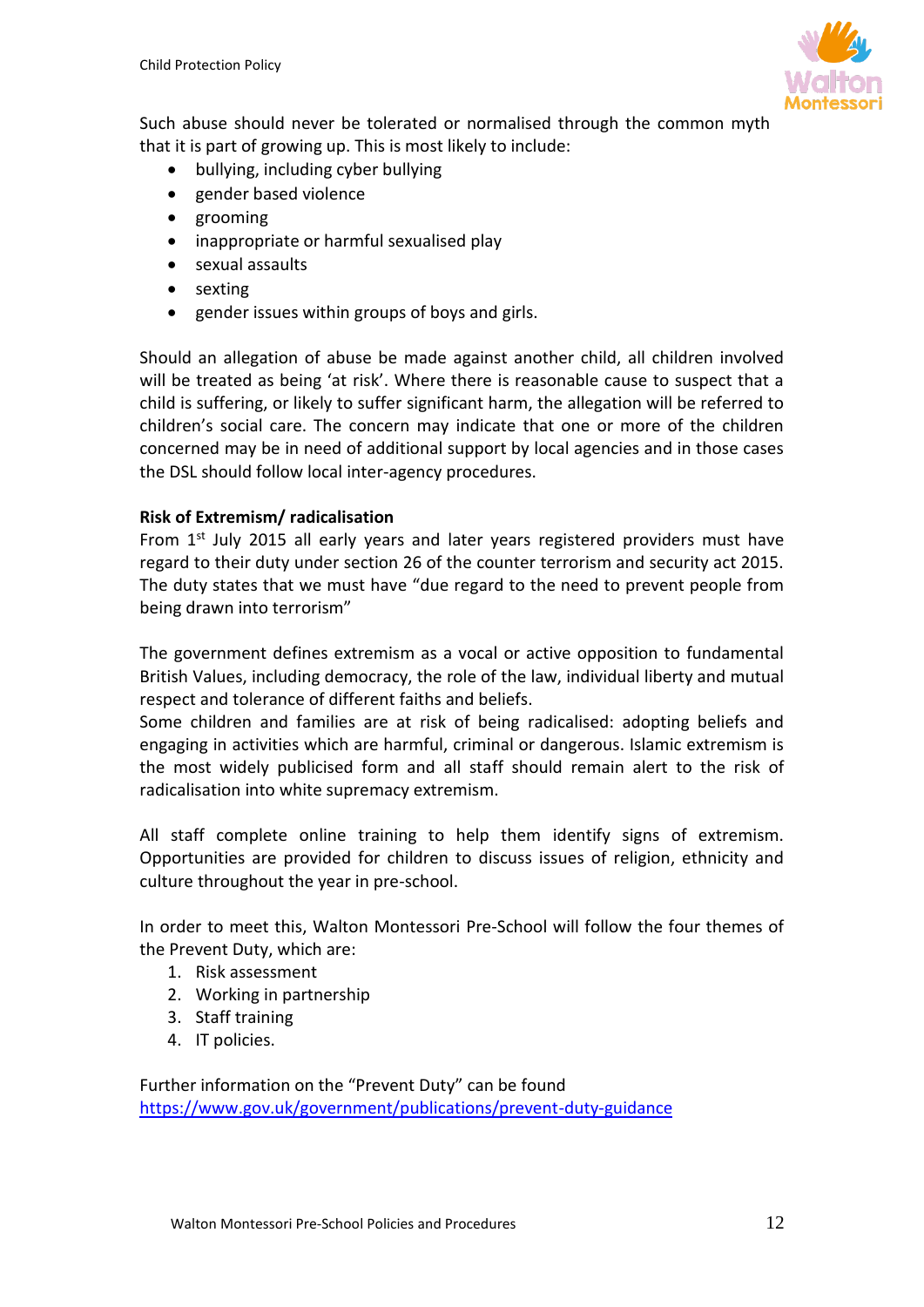Such abuse should never be tolerated or normalised through the common myth that it is part of growing up. This is most likely to include:

- bullying, including cyber bullying
- gender based violence
- grooming
- inappropriate or harmful sexualised play
- sexual assaults
- sexting
- gender issues within groups of boys and girls.

Should an allegation of abuse be made against another child, all children involved will be treated as being 'at risk'. Where there is reasonable cause to suspect that a child is suffering, or likely to suffer significant harm, the allegation will be referred to children's social care. The concern may indicate that one or more of the children concerned may be in need of additional support by local agencies and in those cases the DSL should follow local inter-agency procedures.

**Risk of Extremism/ radicalisation**

From 1st July 2015 all early years and later years registered providers must have regard to their duty under section 26 of the counter terrorism and security act 2015. The duty states that we must have "due regard to the need to prevent people from being drawn into terrorism"

The government defines extremism as a vocal or active opposition to fundamental British Values, including democracy, the role of the law, individual liberty and mutual respect and tolerance of different faiths and beliefs.

Some children and families are at risk of being radicalised: adopting beliefs and engaging in activities which are harmful, criminal or dangerous. Islamic extremism is the most widely publicised form and all staff should remain alert to the risk of radicalisation into white supremacy extremism.

All staff complete online training to help them identify signs of extremism. Opportunities are provided for children to discuss issues of religion, ethnicity and culture throughout the year in pre-school.

In order to meet this, Walton Montessori Pre-School will follow the four themes of the Prevent Duty, which are:

1. Risk assessment
2. Working in partnership
3. Staff training
4. IT policies.

Further information on the "Prevent Duty" can be found
https://www.gov.uk/government/publications/prevent-duty-guidance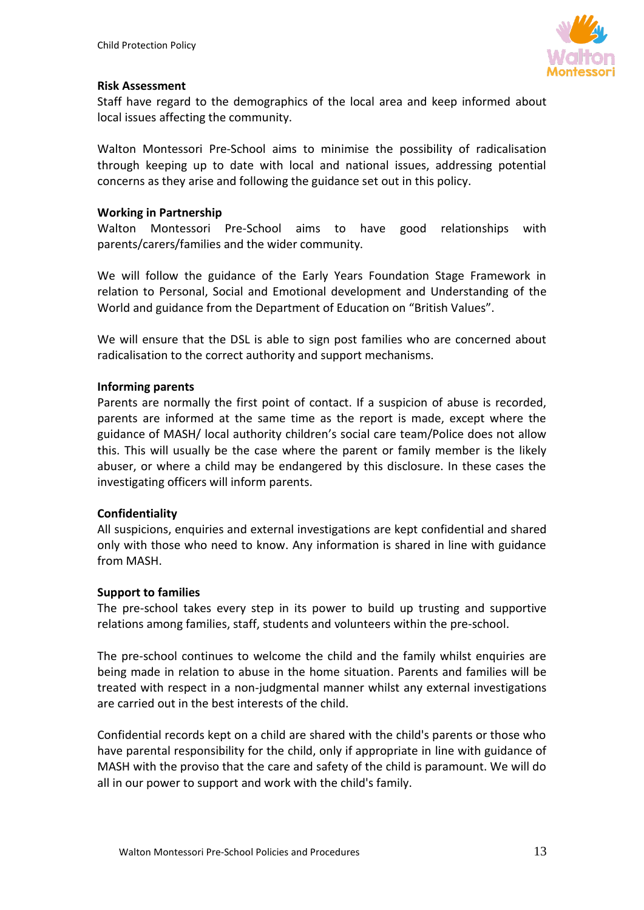**Risk Assessment**

Staff have regard to the demographics of the local area and keep informed about local issues affecting the community.

Walton Montessori Pre-School aims to minimise the possibility of radicalisation through keeping up to date with local and national issues, addressing potential concerns as they arise and following the guidance set out in this policy.

**Working in Partnership**

Walton Montessori Pre-School aims to have good relationships with parents/carers/families and the wider community.

We will follow the guidance of the Early Years Foundation Stage Framework in relation to Personal, Social and Emotional development and Understanding of the World and guidance from the Department of Education on "British Values".

We will ensure that the DSL is able to sign post families who are concerned about radicalisation to the correct authority and support mechanisms.

**Informing parents**

Parents are normally the first point of contact. If a suspicion of abuse is recorded, parents are informed at the same time as the report is made, except where the guidance of MASH/ local authority children's social care team/Police does not allow this. This will usually be the case where the parent or family member is the likely abuser, or where a child may be endangered by this disclosure. In these cases the investigating officers will inform parents.

**Confidentiality**

All suspicions, enquiries and external investigations are kept confidential and shared only with those who need to know. Any information is shared in line with guidance from MASH.

**Support to families**

The pre-school takes every step in its power to build up trusting and supportive relations among families, staff, students and volunteers within the pre-school.

The pre-school continues to welcome the child and the family whilst enquiries are being made in relation to abuse in the home situation. Parents and families will be treated with respect in a non-judgmental manner whilst any external investigations are carried out in the best interests of the child.

Confidential records kept on a child are shared with the child's parents or those who have parental responsibility for the child, only if appropriate in line with guidance of MASH with the proviso that the care and safety of the child is paramount. We will do all in our power to support and work with the child's family.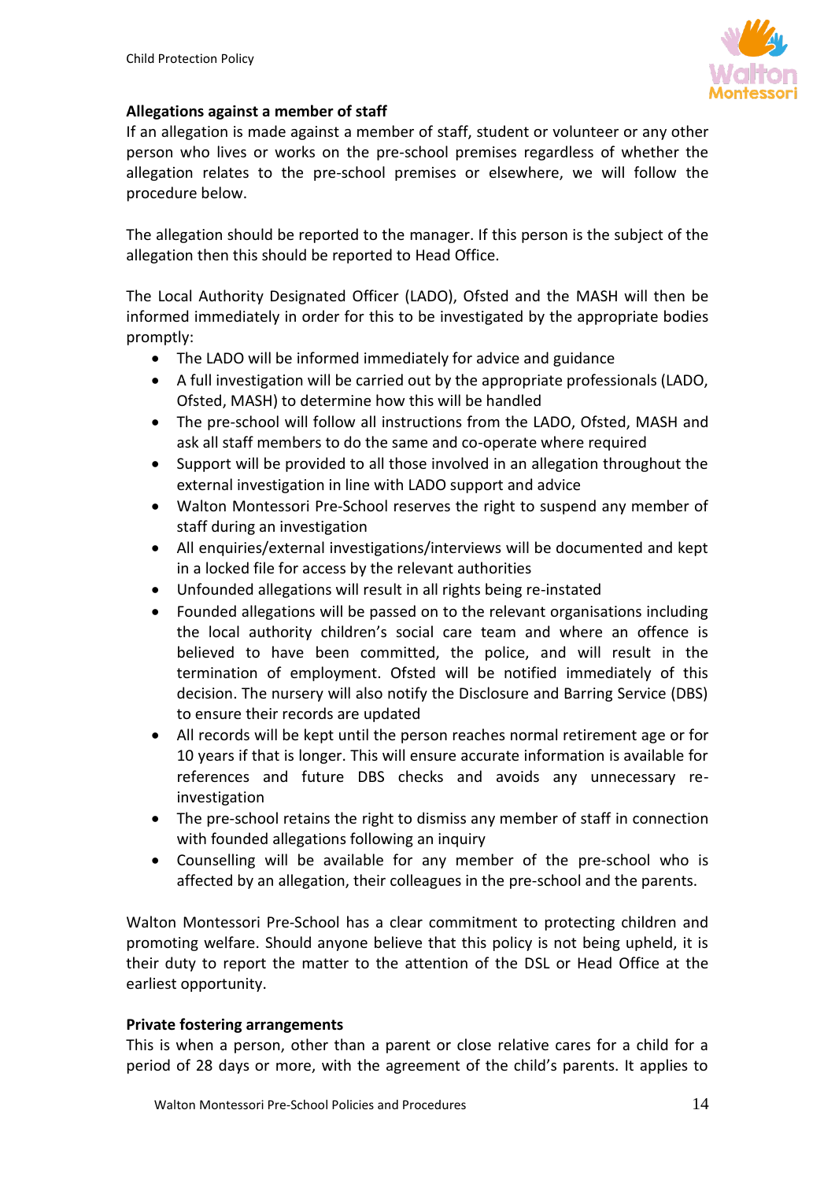**Allegations against a member of staff**

If an allegation is made against a member of staff, student or volunteer or any other person who lives or works on the pre-school premises regardless of whether the allegation relates to the pre-school premises or elsewhere, we will follow the procedure below.

The allegation should be reported to the manager. If this person is the subject of the allegation then this should be reported to Head Office.

The Local Authority Designated Officer (LADO), Ofsted and the MASH will then be informed immediately in order for this to be investigated by the appropriate bodies promptly:

- The LADO will be informed immediately for advice and guidance
- A full investigation will be carried out by the appropriate professionals (LADO, Ofsted, MASH) to determine how this will be handled
- The pre-school will follow all instructions from the LADO, Ofsted, MASH and ask all staff members to do the same and co-operate where required
- Support will be provided to all those involved in an allegation throughout the external investigation in line with LADO support and advice
- Walton Montessori Pre-School reserves the right to suspend any member of staff during an investigation
- All enquiries/external investigations/interviews will be documented and kept in a locked file for access by the relevant authorities
- Unfounded allegations will result in all rights being re-instated
- Founded allegations will be passed on to the relevant organisations including the local authority children's social care team and where an offence is believed to have been committed, the police, and will result in the termination of employment. Ofsted will be notified immediately of this decision. The nursery will also notify the Disclosure and Barring Service (DBS) to ensure their records are updated
- All records will be kept until the person reaches normal retirement age or for 10 years if that is longer. This will ensure accurate information is available for references and future DBS checks and avoids any unnecessary re-investigation
- The pre-school retains the right to dismiss any member of staff in connection with founded allegations following an inquiry
- Counselling will be available for any member of the pre-school who is affected by an allegation, their colleagues in the pre-school and the parents.

Walton Montessori Pre-School has a clear commitment to protecting children and promoting welfare. Should anyone believe that this policy is not being upheld, it is their duty to report the matter to the attention of the DSL or Head Office at the earliest opportunity.

**Private fostering arrangements**

This is when a person, other than a parent or close relative cares for a child for a period of 28 days or more, with the agreement of the child's parents. It applies to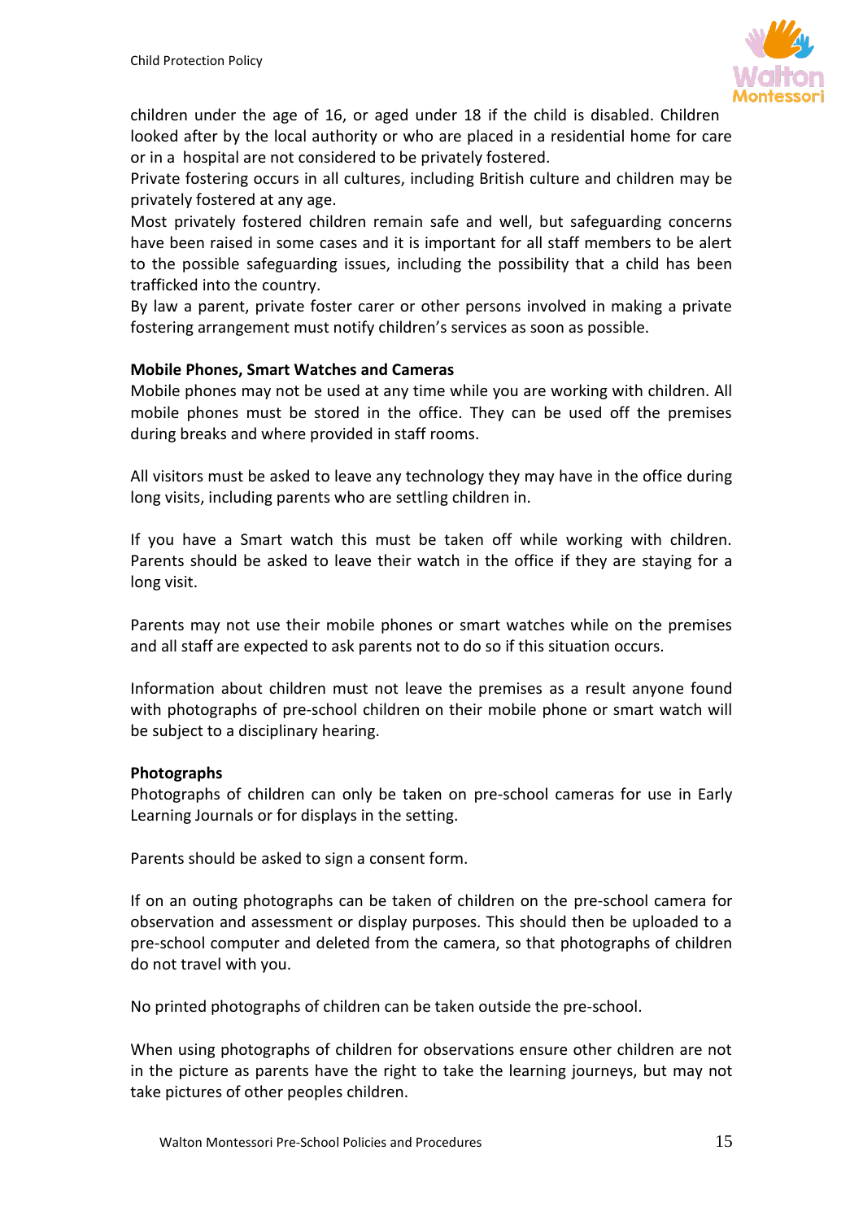children under the age of 16, or aged under 18 if the child is disabled. Children looked after by the local authority or who are placed in a residential home for care or in a hospital are not considered to be privately fostered.
Private fostering occurs in all cultures, including British culture and children may be privately fostered at any age.
Most privately fostered children remain safe and well, but safeguarding concerns have been raised in some cases and it is important for all staff members to be alert to the possible safeguarding issues, including the possibility that a child has been trafficked into the country.
By law a parent, private foster carer or other persons involved in making a private fostering arrangement must notify children's services as soon as possible.

**Mobile Phones, Smart Watches and Cameras**
Mobile phones may not be used at any time while you are working with children. All mobile phones must be stored in the office. They can be used off the premises during breaks and where provided in staff rooms.

All visitors must be asked to leave any technology they may have in the office during long visits, including parents who are settling children in.

If you have a Smart watch this must be taken off while working with children. Parents should be asked to leave their watch in the office if they are staying for a long visit.

Parents may not use their mobile phones or smart watches while on the premises and all staff are expected to ask parents not to do so if this situation occurs.

Information about children must not leave the premises as a result anyone found with photographs of pre-school children on their mobile phone or smart watch will be subject to a disciplinary hearing.

**Photographs**
Photographs of children can only be taken on pre-school cameras for use in Early Learning Journals or for displays in the setting.

Parents should be asked to sign a consent form.

If on an outing photographs can be taken of children on the pre-school camera for observation and assessment or display purposes. This should then be uploaded to a pre-school computer and deleted from the camera, so that photographs of children do not travel with you.

No printed photographs of children can be taken outside the pre-school.

When using photographs of children for observations ensure other children are not in the picture as parents have the right to take the learning journeys, but may not take pictures of other peoples children.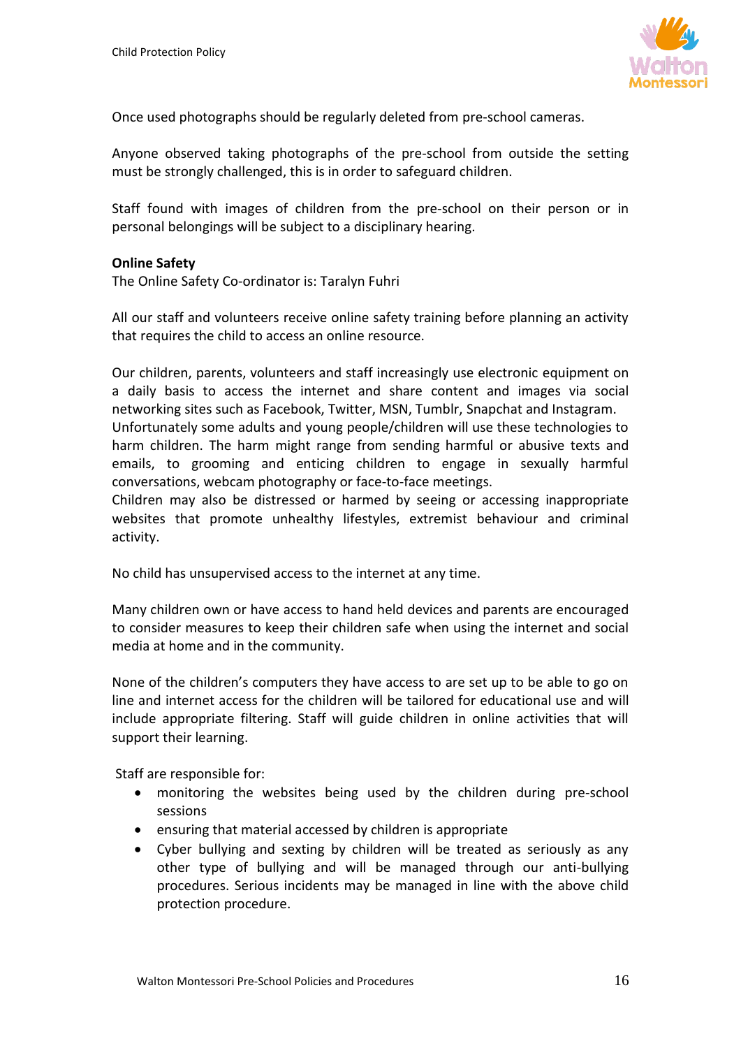Once used photographs should be regularly deleted from pre-school cameras.

Anyone observed taking photographs of the pre-school from outside the setting must be strongly challenged, this is in order to safeguard children.

Staff found with images of children from the pre-school on their person or in personal belongings will be subject to a disciplinary hearing.

**Online Safety**

The Online Safety Co-ordinator is: Taralyn Fuhri

All our staff and volunteers receive online safety training before planning an activity that requires the child to access an online resource.

Our children, parents, volunteers and staff increasingly use electronic equipment on a daily basis to access the internet and share content and images via social networking sites such as Facebook, Twitter, MSN, Tumblr, Snapchat and Instagram.
Unfortunately some adults and young people/children will use these technologies to harm children. The harm might range from sending harmful or abusive texts and emails, to grooming and enticing children to engage in sexually harmful conversations, webcam photography or face-to-face meetings.
Children may also be distressed or harmed by seeing or accessing inappropriate websites that promote unhealthy lifestyles, extremist behaviour and criminal activity.

No child has unsupervised access to the internet at any time.

Many children own or have access to hand held devices and parents are encouraged to consider measures to keep their children safe when using the internet and social media at home and in the community.

None of the children's computers they have access to are set up to be able to go on line and internet access for the children will be tailored for educational use and will include appropriate filtering. Staff will guide children in online activities that will support their learning.

Staff are responsible for:

- monitoring the websites being used by the children during pre-school sessions
- ensuring that material accessed by children is appropriate
- Cyber bullying and sexting by children will be treated as seriously as any other type of bullying and will be managed through our anti-bullying procedures. Serious incidents may be managed in line with the above child protection procedure.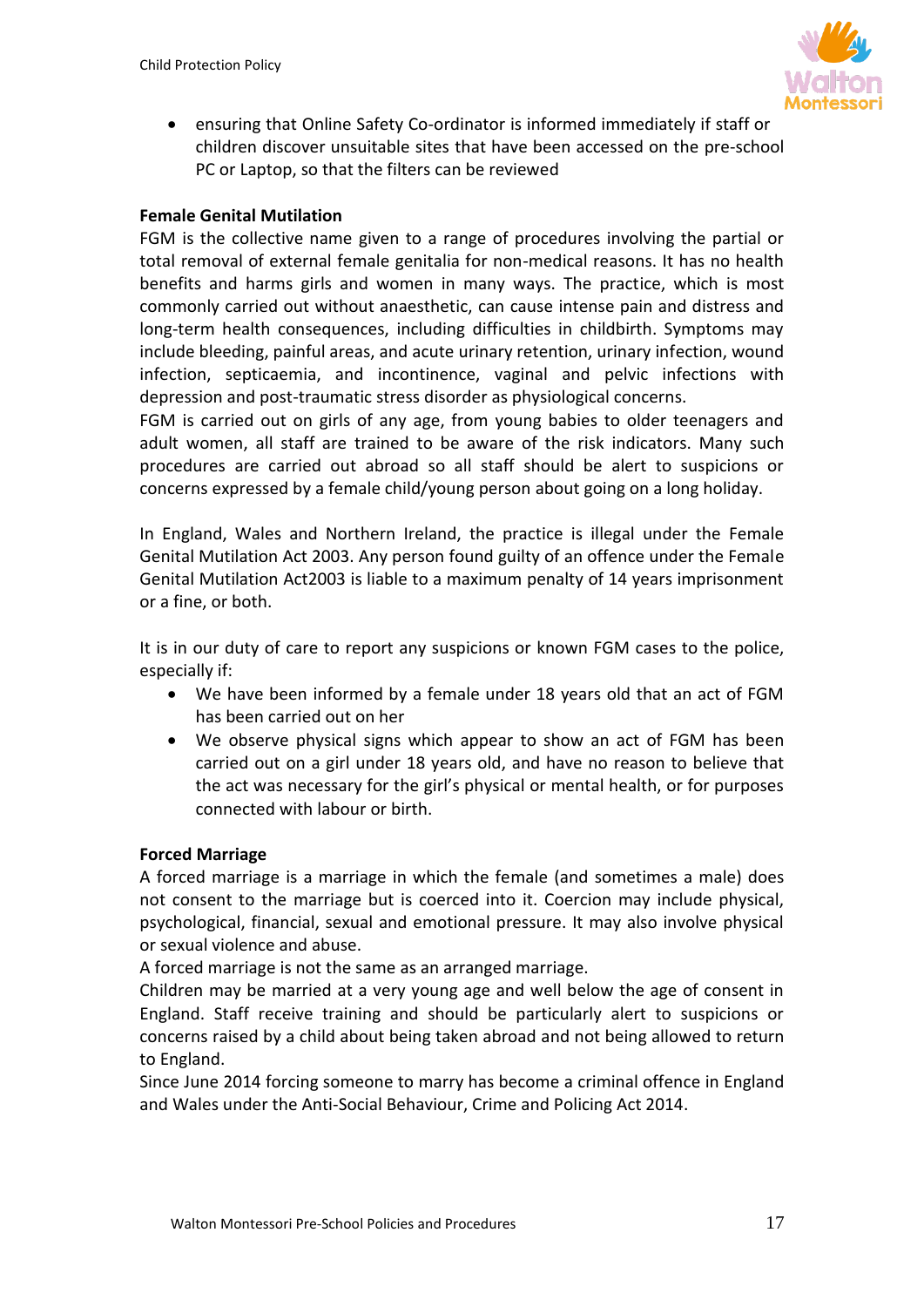- ensuring that Online Safety Co-ordinator is informed immediately if staff or children discover unsuitable sites that have been accessed on the pre-school PC or Laptop, so that the filters can be reviewed

**Female Genital Mutilation**

FGM is the collective name given to a range of procedures involving the partial or total removal of external female genitalia for non-medical reasons. It has no health benefits and harms girls and women in many ways. The practice, which is most commonly carried out without anaesthetic, can cause intense pain and distress and long-term health consequences, including difficulties in childbirth. Symptoms may include bleeding, painful areas, and acute urinary retention, urinary infection, wound infection, septicaemia, and incontinence, vaginal and pelvic infections with depression and post-traumatic stress disorder as physiological concerns.

FGM is carried out on girls of any age, from young babies to older teenagers and adult women, all staff are trained to be aware of the risk indicators. Many such procedures are carried out abroad so all staff should be alert to suspicions or concerns expressed by a female child/young person about going on a long holiday.

In England, Wales and Northern Ireland, the practice is illegal under the Female Genital Mutilation Act 2003. Any person found guilty of an offence under the Female Genital Mutilation Act2003 is liable to a maximum penalty of 14 years imprisonment or a fine, or both.

It is in our duty of care to report any suspicions or known FGM cases to the police, especially if:

- We have been informed by a female under 18 years old that an act of FGM has been carried out on her
- We observe physical signs which appear to show an act of FGM has been carried out on a girl under 18 years old, and have no reason to believe that the act was necessary for the girl's physical or mental health, or for purposes connected with labour or birth.

**Forced Marriage**

A forced marriage is a marriage in which the female (and sometimes a male) does not consent to the marriage but is coerced into it. Coercion may include physical, psychological, financial, sexual and emotional pressure. It may also involve physical or sexual violence and abuse.

A forced marriage is not the same as an arranged marriage.

Children may be married at a very young age and well below the age of consent in England. Staff receive training and should be particularly alert to suspicions or concerns raised by a child about being taken abroad and not being allowed to return to England.

Since June 2014 forcing someone to marry has become a criminal offence in England and Wales under the Anti-Social Behaviour, Crime and Policing Act 2014.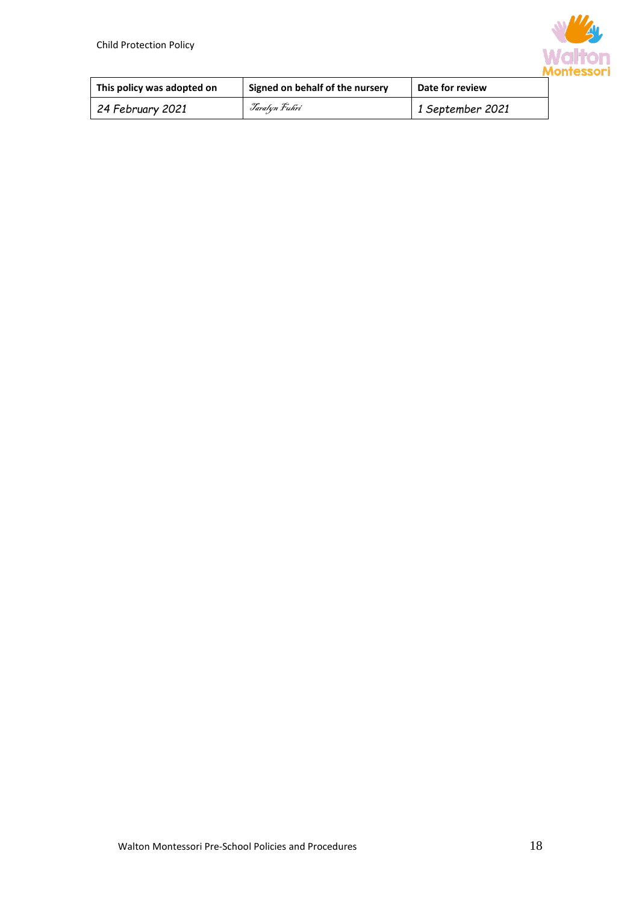| This policy was adopted on | Signed on behalf of the nursery | Date for review |
|---|---|---|
| *24 February 2021* | *Taralyn Fuhri* | *1 September 2021* |